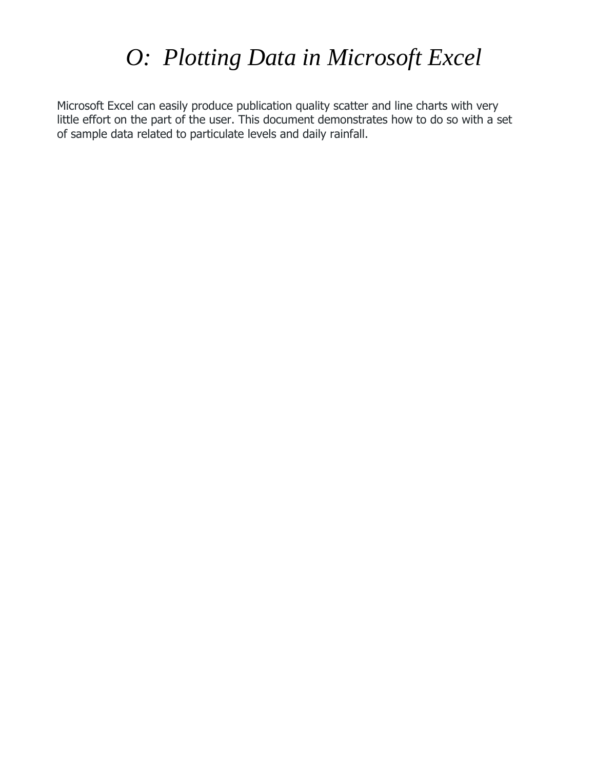# *O: Plotting Data in Microsoft Excel*

Microsoft Excel can easily produce publication quality scatter and line charts with very little effort on the part of the user. This document demonstrates how to do so with a set of sample data related to particulate levels and daily rainfall.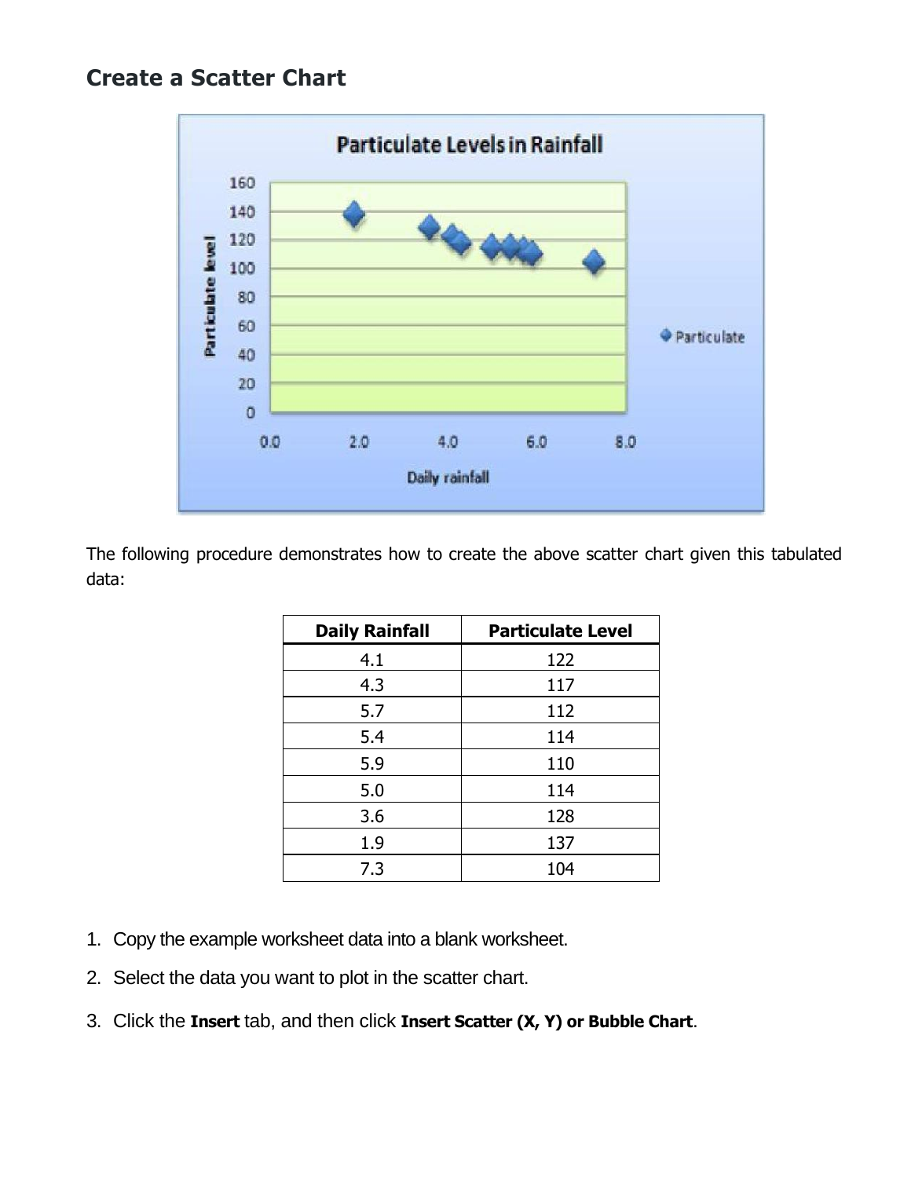## Create a Scatter Chart

The following procedure demonstrates how to create the above scatter chart given this tabulated data:

| Daily Rainfall | Particulate Level |
|---|---|
| 4.1 | 122 |
| 4.3 | 117 |
| 5.7 | 112 |
| 5.4 | 114 |
| 5.9 | 110 |
| 5.0 | 114 |
| 3.6 | 128 |
| 1.9 | 137 |
| 7.3 | 104 |

1. Copy the example worksheet data into a blank worksheet.
2. Select the data you want to plot in the scatter chart.
3. Click the **Insert** tab, and then click **Insert Scatter (X, Y) or Bubble Chart**.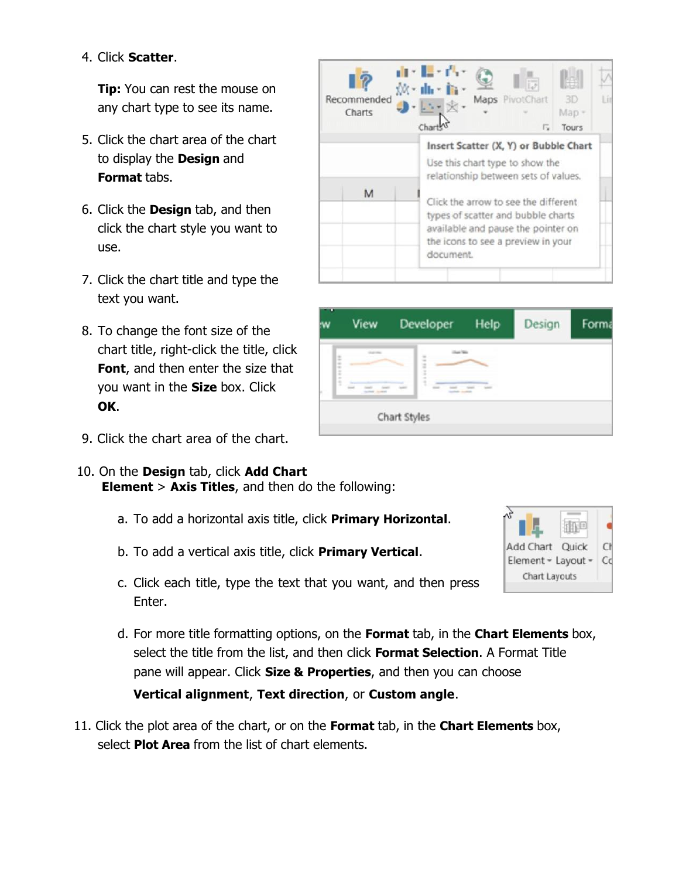4. Click **Scatter**.

   **Tip:** You can rest the mouse on any chart type to see its name.

5. Click the chart area of the chart to display the **Design** and **Format** tabs.

6. Click the **Design** tab, and then click the chart style you want to use.

7. Click the chart title and type the text you want.

8. To change the font size of the chart title, right-click the title, click **Font**, and then enter the size that you want in the **Size** box. Click **OK**.

9. Click the chart area of the chart.

10. On the **Design** tab, click **Add Chart Element** > **Axis Titles**, and then do the following:

    a. To add a horizontal axis title, click **Primary Horizontal**.

    b. To add a vertical axis title, click **Primary Vertical**.

    c. Click each title, type the text that you want, and then press Enter.

    d. For more title formatting options, on the **Format** tab, in the **Chart Elements** box, select the title from the list, and then click **Format Selection**. A Format Title pane will appear. Click **Size & Properties**, and then you can choose **Vertical alignment**, **Text direction**, or **Custom angle**.

11. Click the plot area of the chart, or on the **Format** tab, in the **Chart Elements** box, select **Plot Area** from the list of chart elements.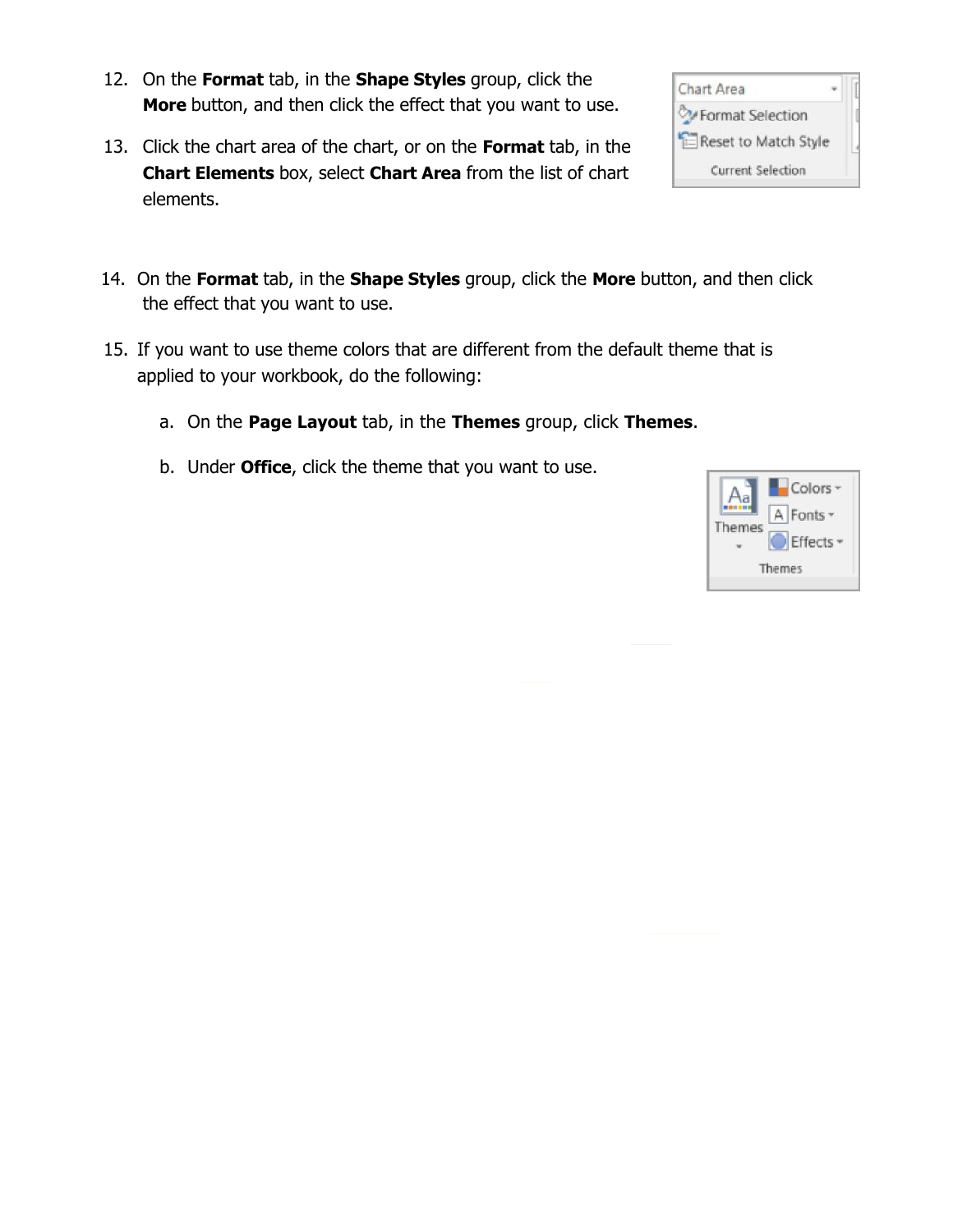12. On the **Format** tab, in the **Shape Styles** group, click the **More** button, and then click the effect that you want to use.

13. Click the chart area of the chart, or on the **Format** tab, in the **Chart Elements** box, select **Chart Area** from the list of chart elements.

14. On the **Format** tab, in the **Shape Styles** group, click the **More** button, and then click the effect that you want to use.

15. If you want to use theme colors that are different from the default theme that is applied to your workbook, do the following:

    a. On the **Page Layout** tab, in the **Themes** group, click **Themes**.

    b. Under **Office**, click the theme that you want to use.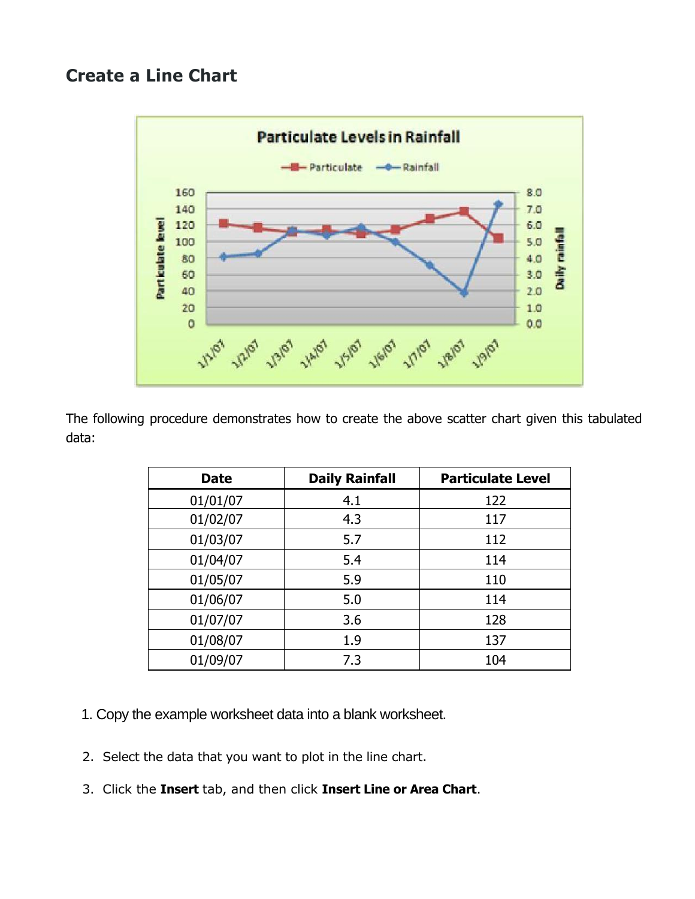## Create a Line Chart

The following procedure demonstrates how to create the above scatter chart given this tabulated data:

| Date | Daily Rainfall | Particulate Level |
|---|---|---|
| 01/01/07 | 4.1 | 122 |
| 01/02/07 | 4.3 | 117 |
| 01/03/07 | 5.7 | 112 |
| 01/04/07 | 5.4 | 114 |
| 01/05/07 | 5.9 | 110 |
| 01/06/07 | 5.0 | 114 |
| 01/07/07 | 3.6 | 128 |
| 01/08/07 | 1.9 | 137 |
| 01/09/07 | 7.3 | 104 |

1. Copy the example worksheet data into a blank worksheet.
2. Select the data that you want to plot in the line chart.
3. Click the **Insert** tab, and then click **Insert Line or Area Chart**.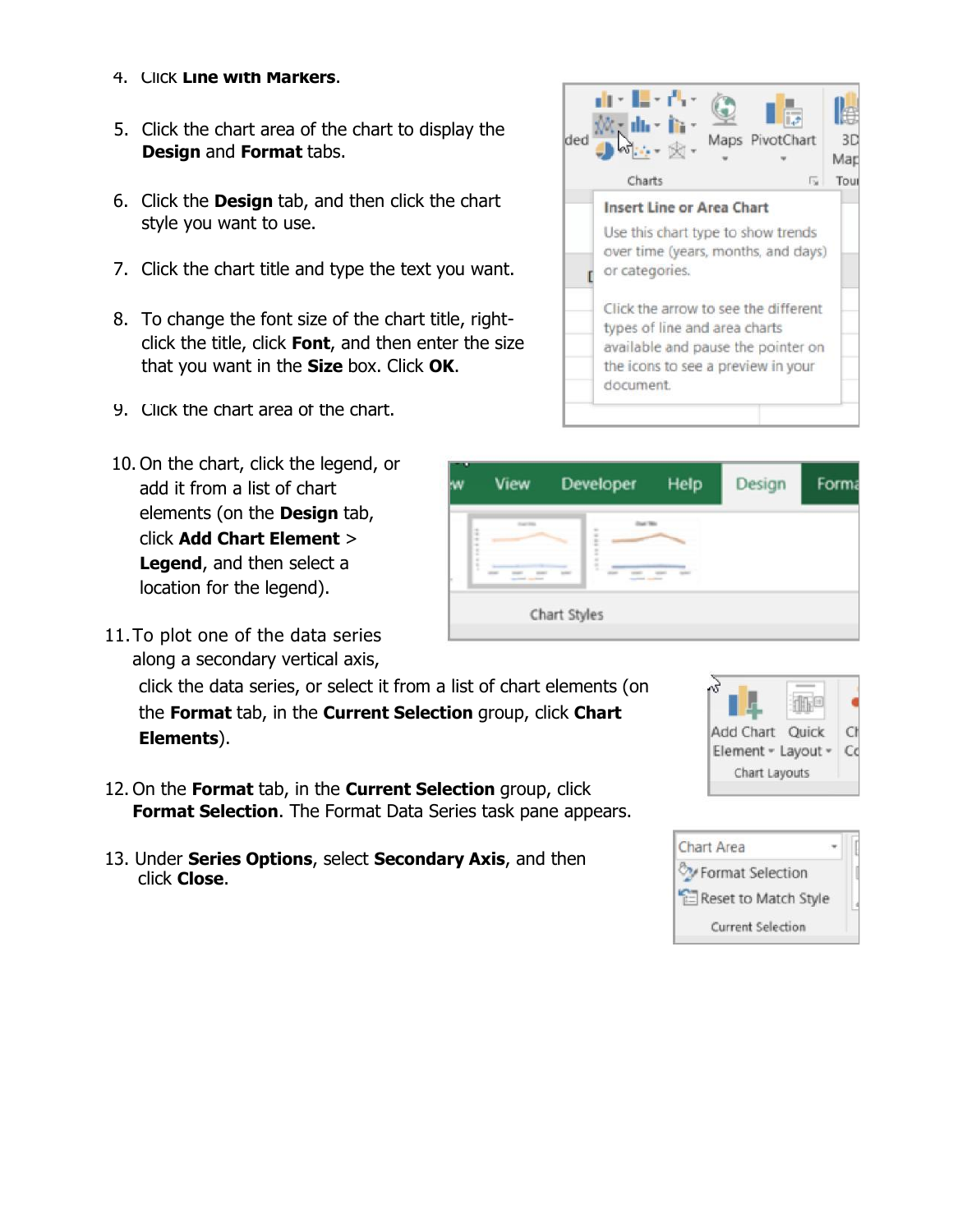4. Click **Line with Markers**.

5. Click the chart area of the chart to display the **Design** and **Format** tabs.

6. Click the **Design** tab, and then click the chart style you want to use.

7. Click the chart title and type the text you want.

8. To change the font size of the chart title, right-click the title, click **Font**, and then enter the size that you want in the **Size** box. Click **OK**.

9. Click the chart area of the chart.

10. On the chart, click the legend, or add it from a list of chart elements (on the **Design** tab, click **Add Chart Element** > **Legend**, and then select a location for the legend).

11. To plot one of the data series along a secondary vertical axis, click the data series, or select it from a list of chart elements (on the **Format** tab, in the **Current Selection** group, click **Chart Elements**).

12. On the **Format** tab, in the **Current Selection** group, click **Format Selection**. The Format Data Series task pane appears.

13. Under **Series Options**, select **Secondary Axis**, and then click **Close**.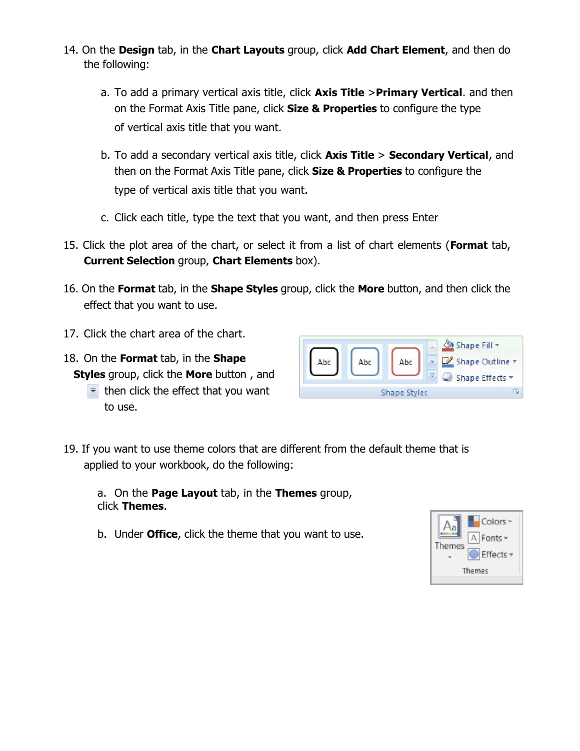14. On the **Design** tab, in the **Chart Layouts** group, click **Add Chart Element**, and then do the following:

    a. To add a primary vertical axis title, click **Axis Title** >**Primary Vertical**. and then on the Format Axis Title pane, click **Size & Properties** to configure the type of vertical axis title that you want.

    b. To add a secondary vertical axis title, click **Axis Title** > **Secondary Vertical**, and then on the Format Axis Title pane, click **Size & Properties** to configure the type of vertical axis title that you want.

    c. Click each title, type the text that you want, and then press Enter

15. Click the plot area of the chart, or select it from a list of chart elements (**Format** tab, **Current Selection** group, **Chart Elements** box).

16. On the **Format** tab, in the **Shape Styles** group, click the **More** button, and then click the effect that you want to use.

17. Click the chart area of the chart.

18. On the **Format** tab, in the **Shape Styles** group, click the **More** button , and then click the effect that you want to use.

Abc
Abc
Abc
Shape Fill
Shape Outline
Shape Effects
Shape Styles

19. If you want to use theme colors that are different from the default theme that is applied to your workbook, do the following:

    a. On the **Page Layout** tab, in the **Themes** group, click **Themes**.

    b. Under **Office**, click the theme that you want to use.

Themes
Colors
Fonts
Effects
Themes